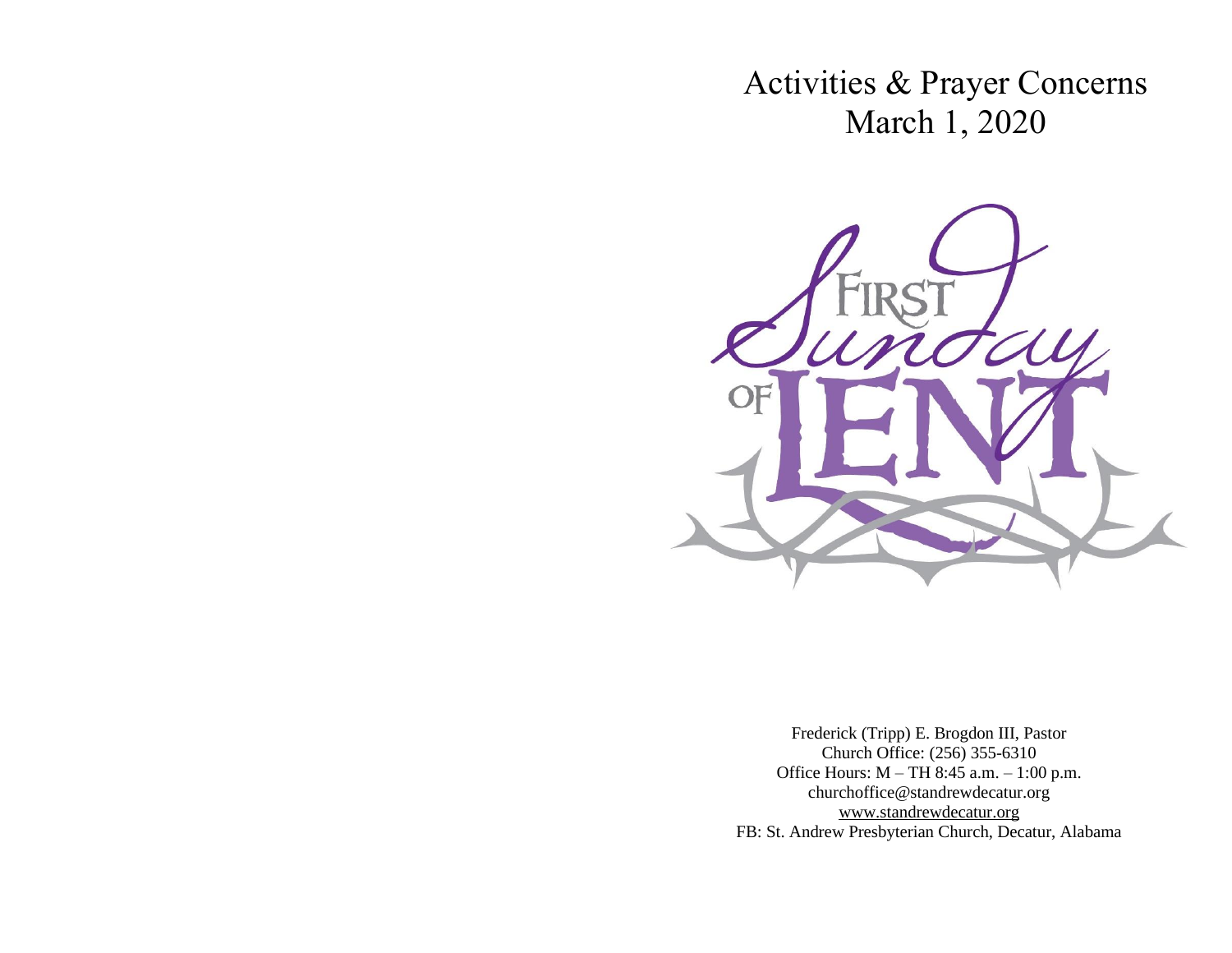# Activities & Prayer Concerns
## March 1, 2020

First Sunday of Lent

Frederick (Tripp) E. Brogdon III, Pastor
Church Office: (256) 355-6310
Office Hours: M – TH 8:45 a.m. – 1:00 p.m.
churchoffice@standrewdecatur.org
www.standrewdecatur.org
FB: St. Andrew Presbyterian Church, Decatur, Alabama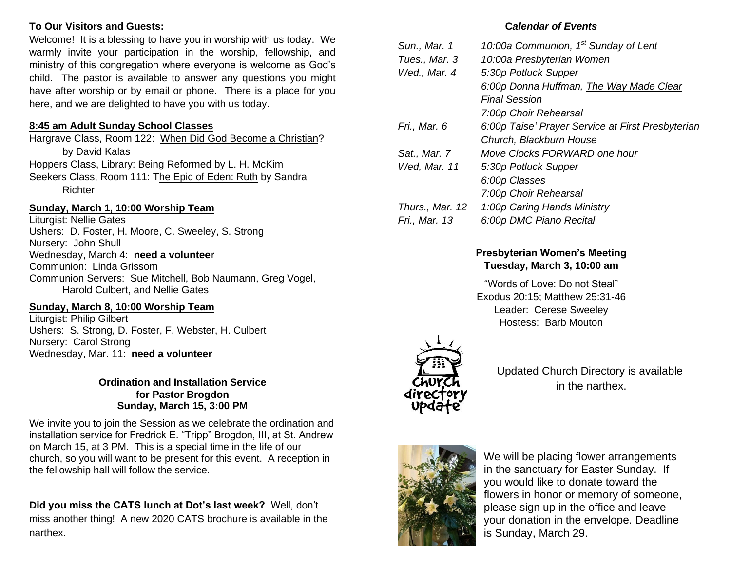**To Our Visitors and Guests:**

Welcome! It is a blessing to have you in worship with us today. We warmly invite your participation in the worship, fellowship, and ministry of this congregation where everyone is welcome as God's child. The pastor is available to answer any questions you might have after worship or by email or phone. There is a place for you here, and we are delighted to have you with us today.

**8:45 am Adult Sunday School Classes**

Hargrave Class, Room 122: When Did God Become a Christian? by David Kalas

Hoppers Class, Library: Being Reformed by L. H. McKim

Seekers Class, Room 111: The Epic of Eden: Ruth by Sandra Richter

**Sunday, March 1, 10:00 Worship Team**

Liturgist: Nellie Gates

Ushers: D. Foster, H. Moore, C. Sweeley, S. Strong

Nursery: John Shull

Wednesday, March 4: **need a volunteer**

Communion: Linda Grissom

Communion Servers: Sue Mitchell, Bob Naumann, Greg Vogel, Harold Culbert, and Nellie Gates

**Sunday, March 8, 10:00 Worship Team**

Liturgist: Philip Gilbert

Ushers: S. Strong, D. Foster, F. Webster, H. Culbert

Nursery: Carol Strong

Wednesday, Mar. 11: **need a volunteer**

**Ordination and Installation Service for Pastor Brogdon Sunday, March 15, 3:00 PM**

We invite you to join the Session as we celebrate the ordination and installation service for Fredrick E. "Tripp" Brogdon, III, at St. Andrew on March 15, at 3 PM. This is a special time in the life of our church, so you will want to be present for this event. A reception in the fellowship hall will follow the service.

**Did you miss the CATS lunch at Dot's last week?** Well, don't miss another thing! A new 2020 CATS brochure is available in the narthex.

***Calendar of Events***

| | |
|---|---|
| *Sun., Mar. 1* | *10:00a Communion, 1st Sunday of Lent* |
| *Tues., Mar. 3* | *10:00a Presbyterian Women* |
| *Wed., Mar. 4* | *5:30p Potluck Supper* |
| | *6:00p Donna Huffman, The Way Made Clear Final Session* |
| | *7:00p Choir Rehearsal* |
| *Fri., Mar. 6* | *6:00p Taise' Prayer Service at First Presbyterian Church, Blackburn House* |
| *Sat., Mar. 7* | *Move Clocks FORWARD one hour* |
| *Wed, Mar. 11* | *5:30p Potluck Supper* |
| | *6:00p Classes* |
| | *7:00p Choir Rehearsal* |
| *Thurs., Mar. 12* | *1:00p Caring Hands Ministry* |
| *Fri., Mar. 13* | *6:00p DMC Piano Recital* |

**Presbyterian Women's Meeting**
**Tuesday, March 3, 10:00 am**

"Words of Love: Do not Steal"
Exodus 20:15; Matthew 25:31-46
Leader: Cerese Sweeley
Hostess: Barb Mouton

Updated Church Directory is available in the narthex.

We will be placing flower arrangements in the sanctuary for Easter Sunday. If you would like to donate toward the flowers in honor or memory of someone, please sign up in the office and leave your donation in the envelope. Deadline is Sunday, March 29.